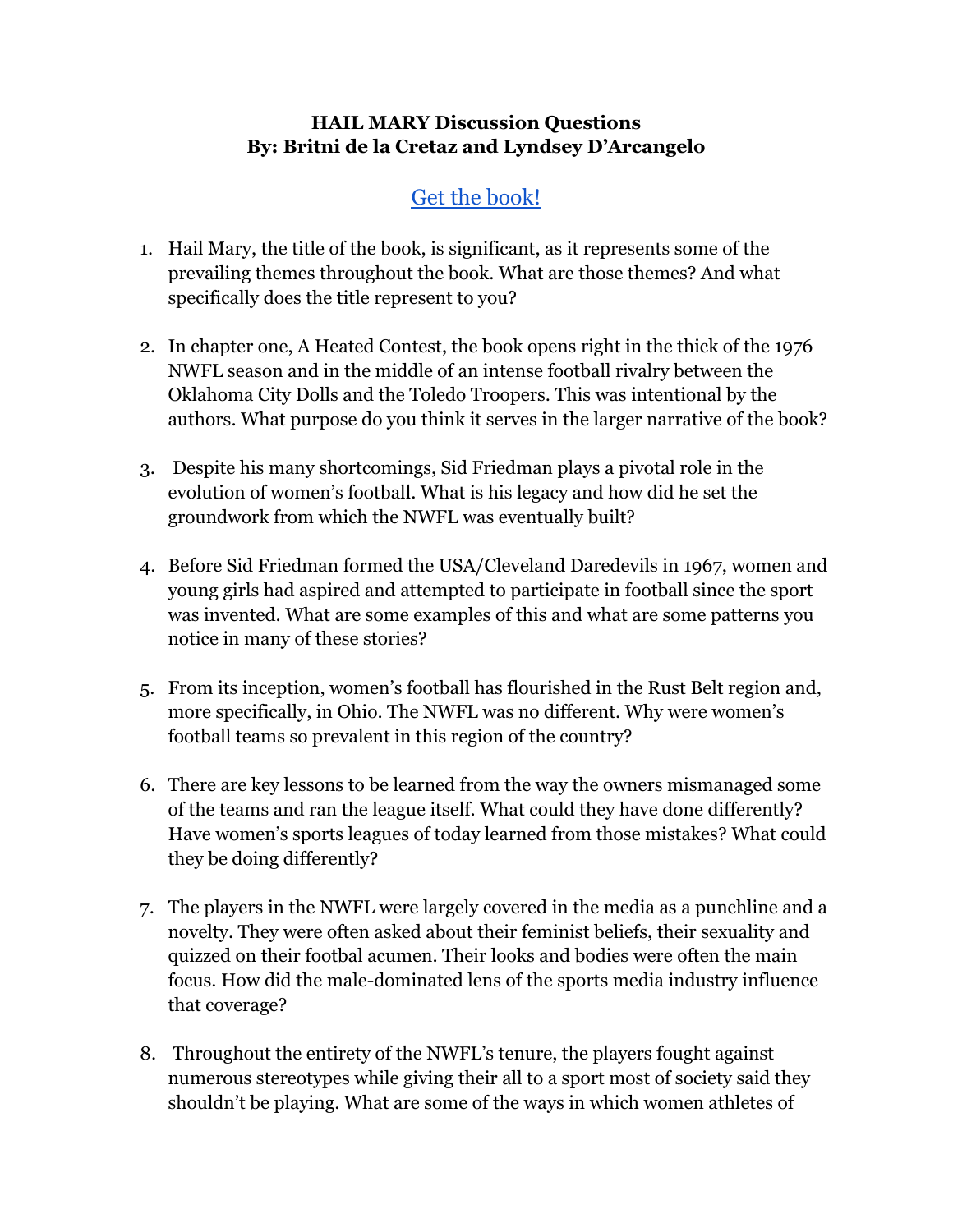**HAIL MARY Discussion Questions**
**By: Britni de la Cretaz and Lyndsey D'Arcangelo**

Get the book!

1. Hail Mary, the title of the book, is significant, as it represents some of the prevailing themes throughout the book. What are those themes? And what specifically does the title represent to you?

2. In chapter one, A Heated Contest, the book opens right in the thick of the 1976 NWFL season and in the middle of an intense football rivalry between the Oklahoma City Dolls and the Toledo Troopers. This was intentional by the authors. What purpose do you think it serves in the larger narrative of the book?

3. Despite his many shortcomings, Sid Friedman plays a pivotal role in the evolution of women's football. What is his legacy and how did he set the groundwork from which the NWFL was eventually built?

4. Before Sid Friedman formed the USA/Cleveland Daredevils in 1967, women and young girls had aspired and attempted to participate in football since the sport was invented. What are some examples of this and what are some patterns you notice in many of these stories?

5. From its inception, women's football has flourished in the Rust Belt region and, more specifically, in Ohio. The NWFL was no different. Why were women's football teams so prevalent in this region of the country?

6. There are key lessons to be learned from the way the owners mismanaged some of the teams and ran the league itself. What could they have done differently? Have women's sports leagues of today learned from those mistakes? What could they be doing differently?

7. The players in the NWFL were largely covered in the media as a punchline and a novelty. They were often asked about their feminist beliefs, their sexuality and quizzed on their footbal acumen. Their looks and bodies were often the main focus. How did the male-dominated lens of the sports media industry influence that coverage?

8. Throughout the entirety of the NWFL's tenure, the players fought against numerous stereotypes while giving their all to a sport most of society said they shouldn't be playing. What are some of the ways in which women athletes of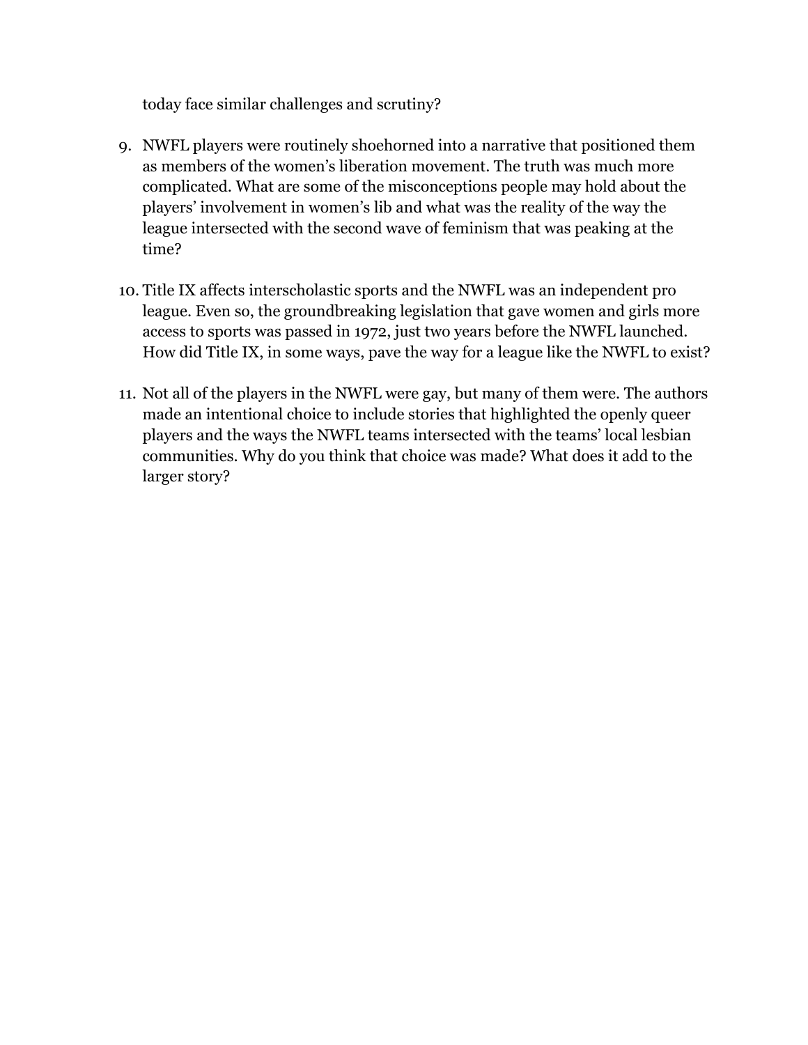today face similar challenges and scrutiny?

9. NWFL players were routinely shoehorned into a narrative that positioned them as members of the women's liberation movement. The truth was much more complicated. What are some of the misconceptions people may hold about the players' involvement in women's lib and what was the reality of the way the league intersected with the second wave of feminism that was peaking at the time?

10. Title IX affects interscholastic sports and the NWFL was an independent pro league. Even so, the groundbreaking legislation that gave women and girls more access to sports was passed in 1972, just two years before the NWFL launched. How did Title IX, in some ways, pave the way for a league like the NWFL to exist?

11. Not all of the players in the NWFL were gay, but many of them were. The authors made an intentional choice to include stories that highlighted the openly queer players and the ways the NWFL teams intersected with the teams' local lesbian communities. Why do you think that choice was made? What does it add to the larger story?